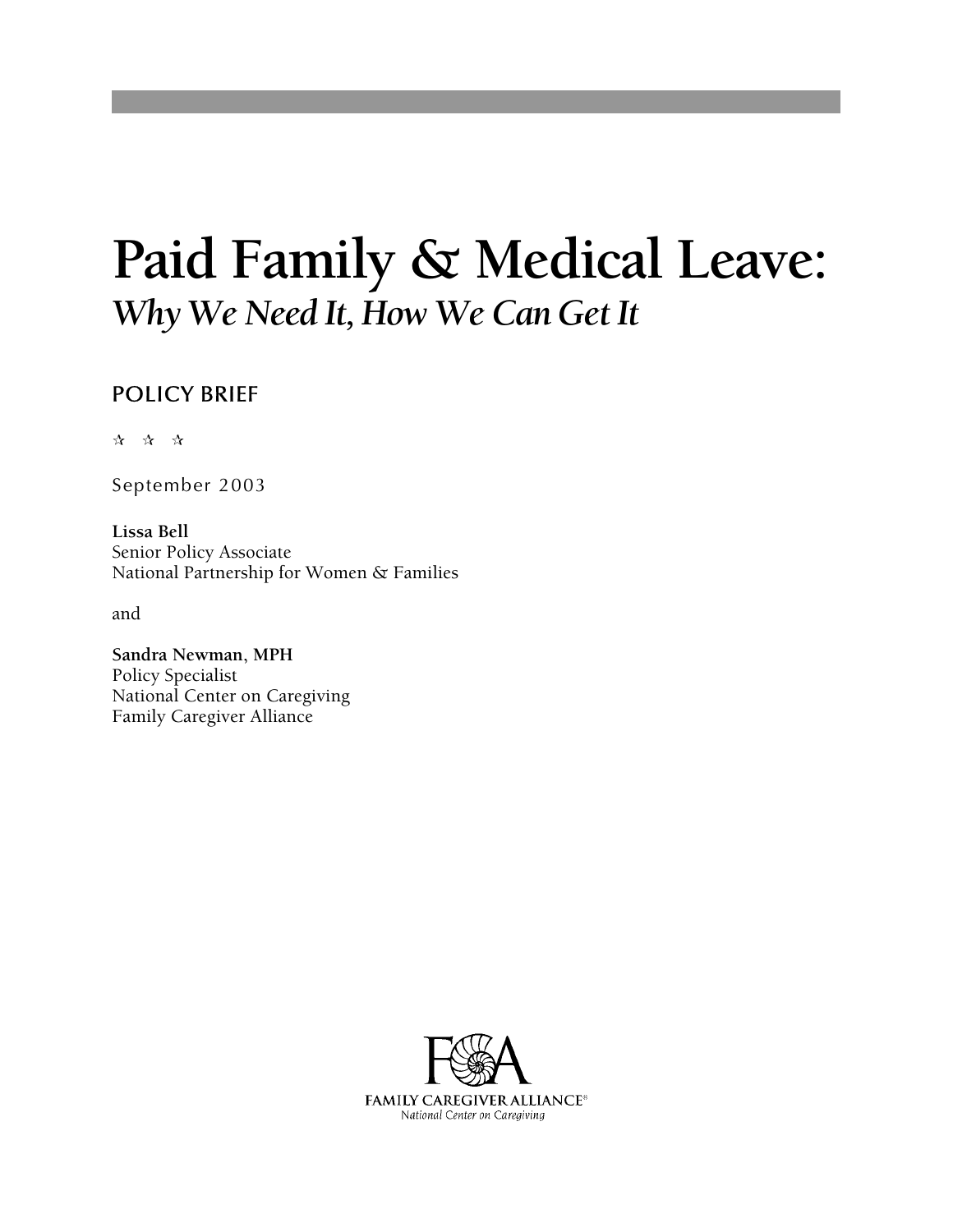# Paid Family & Medical Leave:

## *Why We Need It, How We Can Get It*

POLICY BRIEF

☆ ☆ ☆

September 2003

**Lissa Bell**
Senior Policy Associate
National Partnership for Women & Families

and

**Sandra Newman, MPH**
Policy Specialist
National Center on Caregiving
Family Caregiver Alliance

FCA
FAMILY CAREGIVER ALLIANCE®
*National Center on Caregiving*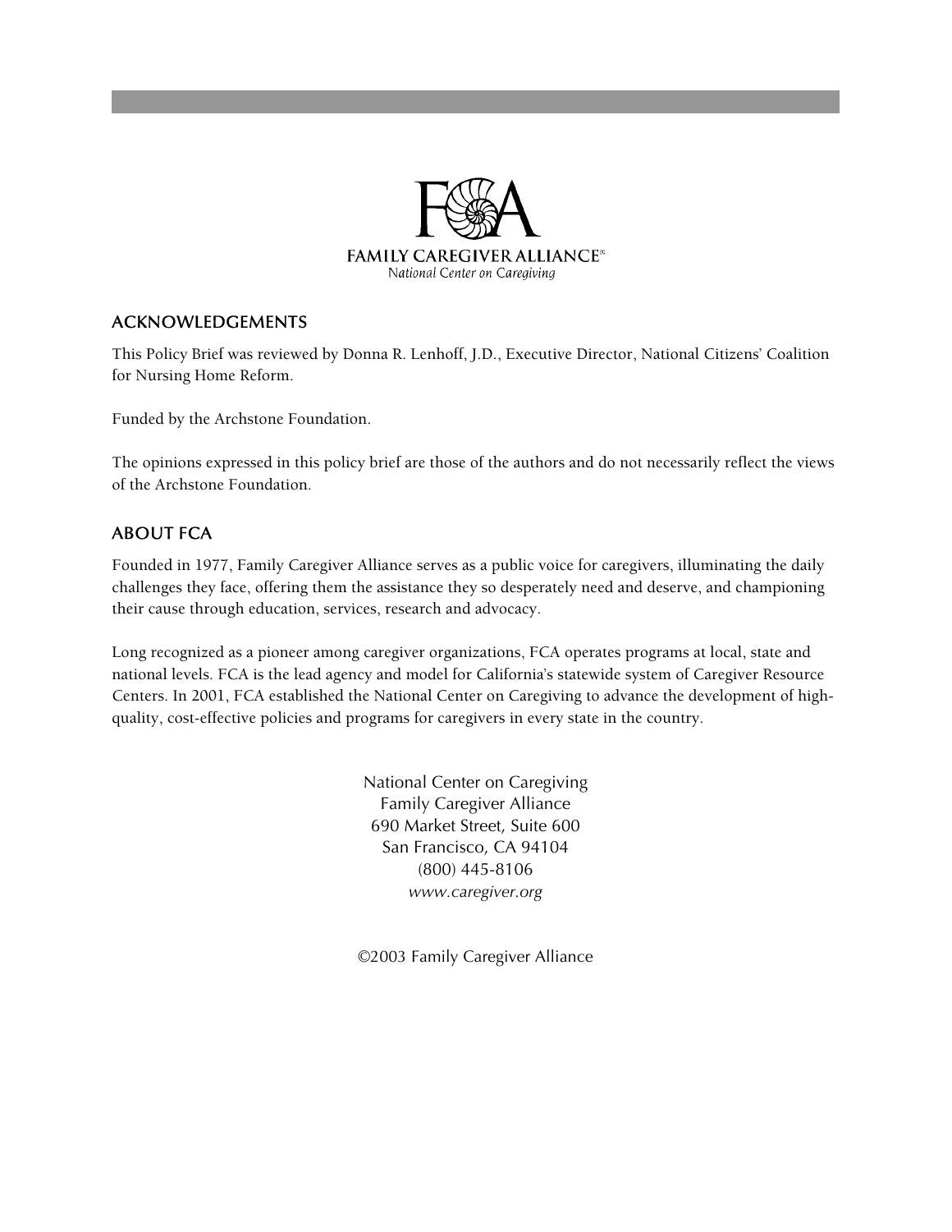FCA

FAMILY CAREGIVER ALLIANCE®
*National Center on Caregiving*

## ACKNOWLEDGEMENTS

This Policy Brief was reviewed by Donna R. Lenhoff, J.D., Executive Director, National Citizens' Coalition for Nursing Home Reform.

Funded by the Archstone Foundation.

The opinions expressed in this policy brief are those of the authors and do not necessarily reflect the views of the Archstone Foundation.

## ABOUT FCA

Founded in 1977, Family Caregiver Alliance serves as a public voice for caregivers, illuminating the daily challenges they face, offering them the assistance they so desperately need and deserve, and championing their cause through education, services, research and advocacy.

Long recognized as a pioneer among caregiver organizations, FCA operates programs at local, state and national levels. FCA is the lead agency and model for California's statewide system of Caregiver Resource Centers. In 2001, FCA established the National Center on Caregiving to advance the development of high-quality, cost-effective policies and programs for caregivers in every state in the country.

National Center on Caregiving
Family Caregiver Alliance
690 Market Street, Suite 600
San Francisco, CA 94104
(800) 445-8106
*www.caregiver.org*

©2003 Family Caregiver Alliance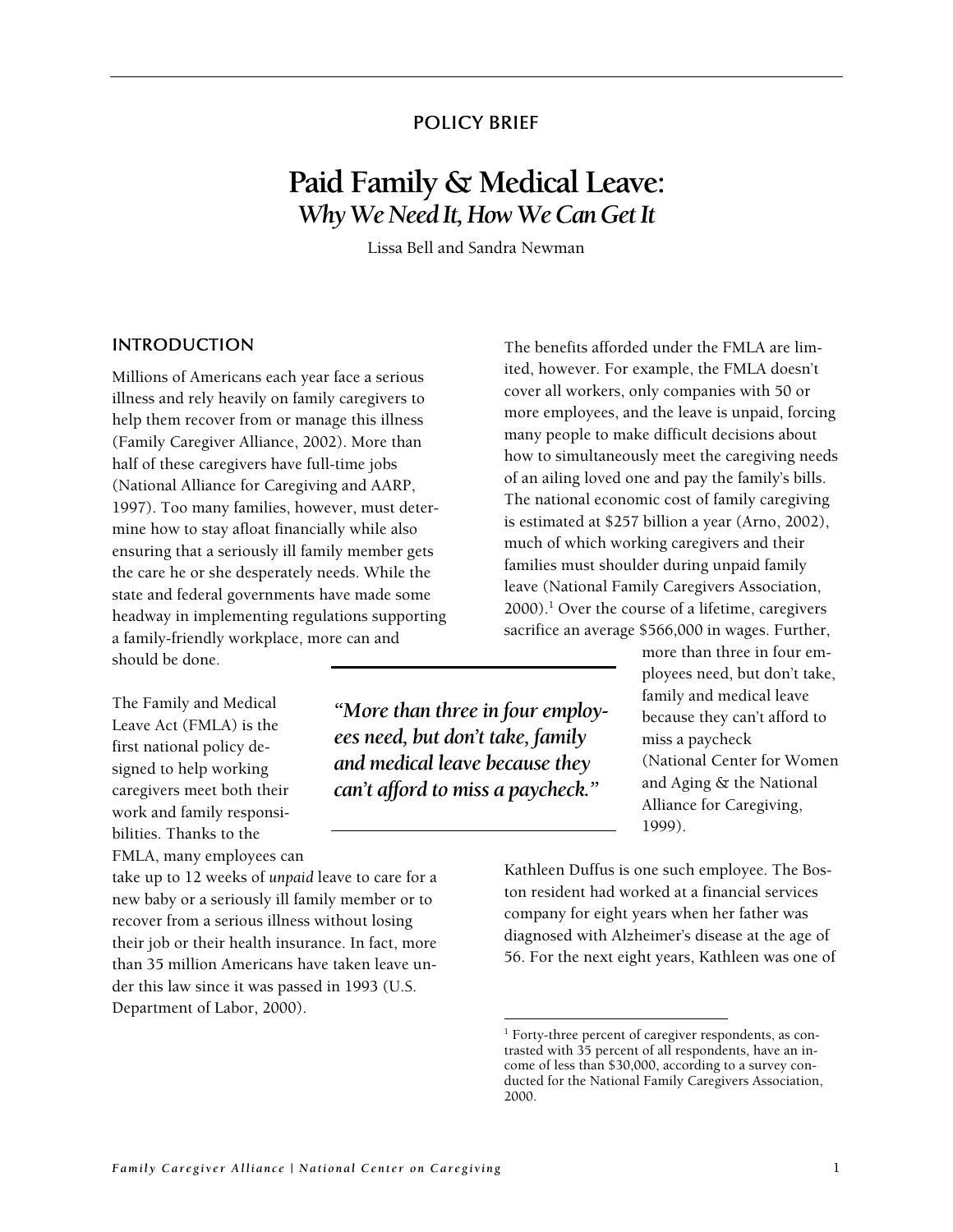POLICY BRIEF

# Paid Family & Medical Leave:

## *Why We Need It, How We Can Get It*

Lissa Bell and Sandra Newman

## INTRODUCTION

Millions of Americans each year face a serious illness and rely heavily on family caregivers to help them recover from or manage this illness (Family Caregiver Alliance, 2002). More than half of these caregivers have full-time jobs (National Alliance for Caregiving and AARP, 1997). Too many families, however, must determine how to stay afloat financially while also ensuring that a seriously ill family member gets the care he or she desperately needs. While the state and federal governments have made some headway in implementing regulations supporting a family-friendly workplace, more can and should be done.

The Family and Medical Leave Act (FMLA) is the first national policy designed to help working caregivers meet both their work and family responsibilities. Thanks to the FMLA, many employees can take up to 12 weeks of *unpaid* leave to care for a new baby or a seriously ill family member or to recover from a serious illness without losing their job or their health insurance. In fact, more than 35 million Americans have taken leave under this law since it was passed in 1993 (U.S. Department of Labor, 2000).

The benefits afforded under the FMLA are limited, however. For example, the FMLA doesn't cover all workers, only companies with 50 or more employees, and the leave is unpaid, forcing many people to make difficult decisions about how to simultaneously meet the caregiving needs of an ailing loved one and pay the family's bills. The national economic cost of family caregiving is estimated at $257 billion a year (Arno, 2002), much of which working caregivers and their families must shoulder during unpaid family leave (National Family Caregivers Association, 2000).[1] Over the course of a lifetime, caregivers sacrifice an average $566,000 in wages. Further, more than three in four employees need, but don't take, family and medical leave because they can't afford to miss a paycheck (National Center for Women and Aging & the National Alliance for Caregiving, 1999).

> *"More than three in four employees need, but don't take, family and medical leave because they can't afford to miss a paycheck."*

Kathleen Duffus is one such employee. The Boston resident had worked at a financial services company for eight years when her father was diagnosed with Alzheimer's disease at the age of 56. For the next eight years, Kathleen was one of

[1] Forty-three percent of caregiver respondents, as contrasted with 35 percent of all respondents, have an income of less than $30,000, according to a survey conducted for the National Family Caregivers Association, 2000.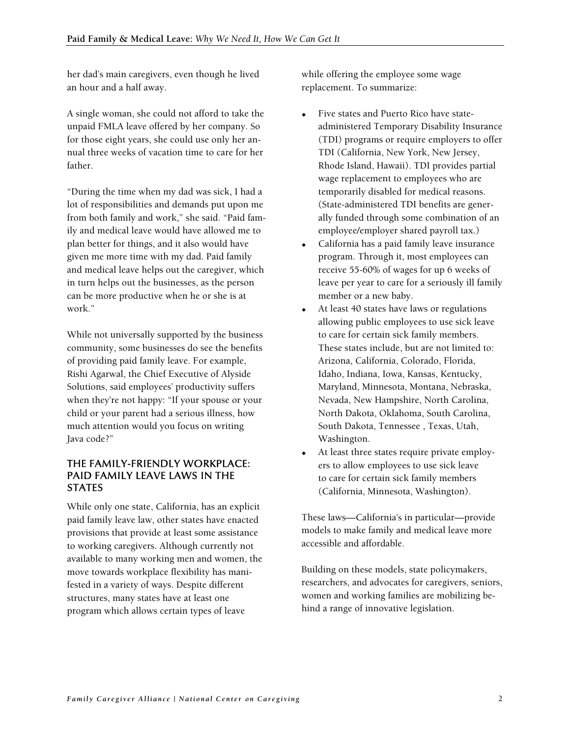her dad's main caregivers, even though he lived an hour and a half away.

A single woman, she could not afford to take the unpaid FMLA leave offered by her company. So for those eight years, she could use only her annual three weeks of vacation time to care for her father.

"During the time when my dad was sick, I had a lot of responsibilities and demands put upon me from both family and work," she said. "Paid family and medical leave would have allowed me to plan better for things, and it also would have given me more time with my dad. Paid family and medical leave helps out the caregiver, which in turn helps out the businesses, as the person can be more productive when he or she is at work."

While not universally supported by the business community, some businesses do see the benefits of providing paid family leave. For example, Rishi Agarwal, the Chief Executive of Alyside Solutions, said employees' productivity suffers when they're not happy: "If your spouse or your child or your parent had a serious illness, how much attention would you focus on writing Java code?"

## THE FAMILY-FRIENDLY WORKPLACE: PAID FAMILY LEAVE LAWS IN THE STATES

While only one state, California, has an explicit paid family leave law, other states have enacted provisions that provide at least some assistance to working caregivers. Although currently not available to many working men and women, the move towards workplace flexibility has manifested in a variety of ways. Despite different structures, many states have at least one program which allows certain types of leave while offering the employee some wage replacement. To summarize:

- Five states and Puerto Rico have state-administered Temporary Disability Insurance (TDI) programs or require employers to offer TDI (California, New York, New Jersey, Rhode Island, Hawaii). TDI provides partial wage replacement to employees who are temporarily disabled for medical reasons. (State-administered TDI benefits are generally funded through some combination of an employee/employer shared payroll tax.)
- California has a paid family leave insurance program. Through it, most employees can receive 55-60% of wages for up 6 weeks of leave per year to care for a seriously ill family member or a new baby.
- At least 40 states have laws or regulations allowing public employees to use sick leave to care for certain sick family members. These states include, but are not limited to: Arizona, California, Colorado, Florida, Idaho, Indiana, Iowa, Kansas, Kentucky, Maryland, Minnesota, Montana, Nebraska, Nevada, New Hampshire, North Carolina, North Dakota, Oklahoma, South Carolina, South Dakota, Tennessee , Texas, Utah, Washington.
- At least three states require private employers to allow employees to use sick leave to care for certain sick family members (California, Minnesota, Washington).

These laws—California's in particular—provide models to make family and medical leave more accessible and affordable.

Building on these models, state policymakers, researchers, and advocates for caregivers, seniors, women and working families are mobilizing behind a range of innovative legislation.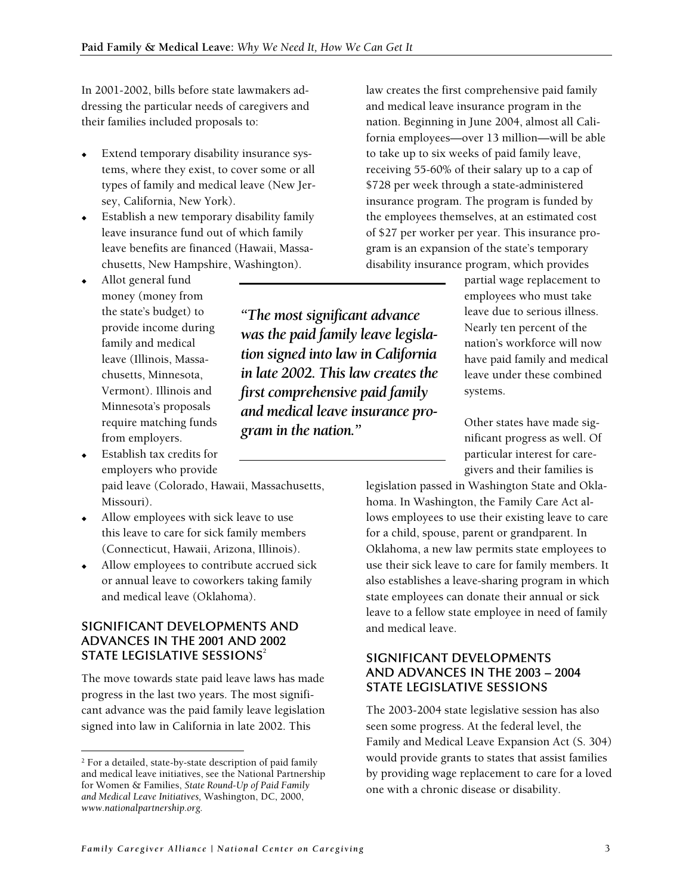In 2001-2002, bills before state lawmakers addressing the particular needs of caregivers and their families included proposals to:

- Extend temporary disability insurance systems, where they exist, to cover some or all types of family and medical leave (New Jersey, California, New York).
- Establish a new temporary disability family leave insurance fund out of which family leave benefits are financed (Hawaii, Massachusetts, New Hampshire, Washington).
- Allot general fund money (money from the state's budget) to provide income during family and medical leave (Illinois, Massachusetts, Minnesota, Vermont). Illinois and Minnesota's proposals require matching funds from employers.
- Establish tax credits for employers who provide paid leave (Colorado, Hawaii, Massachusetts, Missouri).
- Allow employees with sick leave to use this leave to care for sick family members (Connecticut, Hawaii, Arizona, Illinois).
- Allow employees to contribute accrued sick or annual leave to coworkers taking family and medical leave (Oklahoma).

## SIGNIFICANT DEVELOPMENTS AND ADVANCES IN THE 2001 AND 2002 STATE LEGISLATIVE SESSIONS[2]

The move towards state paid leave laws has made progress in the last two years. The most significant advance was the paid family leave legislation signed into law in California in late 2002. This law creates the first comprehensive paid family and medical leave insurance program in the nation. Beginning in June 2004, almost all California employees—over 13 million—will be able to take up to six weeks of paid family leave, receiving 55-60% of their salary up to a cap of $728 per week through a state-administered insurance program. The program is funded by the employees themselves, at an estimated cost of $27 per worker per year. This insurance program is an expansion of the state's temporary disability insurance program, which provides partial wage replacement to employees who must take leave due to serious illness. Nearly ten percent of the nation's workforce will now have paid family and medical leave under these combined systems.

> *"The most significant advance was the paid family leave legislation signed into law in California in late 2002. This law creates the first comprehensive paid family and medical leave insurance program in the nation."*

Other states have made significant progress as well. Of particular interest for caregivers and their families is legislation passed in Washington State and Oklahoma. In Washington, the Family Care Act allows employees to use their existing leave to care for a child, spouse, parent or grandparent. In Oklahoma, a new law permits state employees to use their sick leave to care for family members. It also establishes a leave-sharing program in which state employees can donate their annual or sick leave to a fellow state employee in need of family and medical leave.

## SIGNIFICANT DEVELOPMENTS AND ADVANCES IN THE 2003 – 2004 STATE LEGISLATIVE SESSIONS

The 2003-2004 state legislative session has also seen some progress. At the federal level, the Family and Medical Leave Expansion Act (S. 304) would provide grants to states that assist families by providing wage replacement to care for a loved one with a chronic disease or disability.

---

[2] For a detailed, state-by-state description of paid family and medical leave initiatives, see the National Partnership for Women & Families, *State Round-Up of Paid Family and Medical Leave Initiatives,* Washington, DC, 2000, *www.nationalpartnership.org.*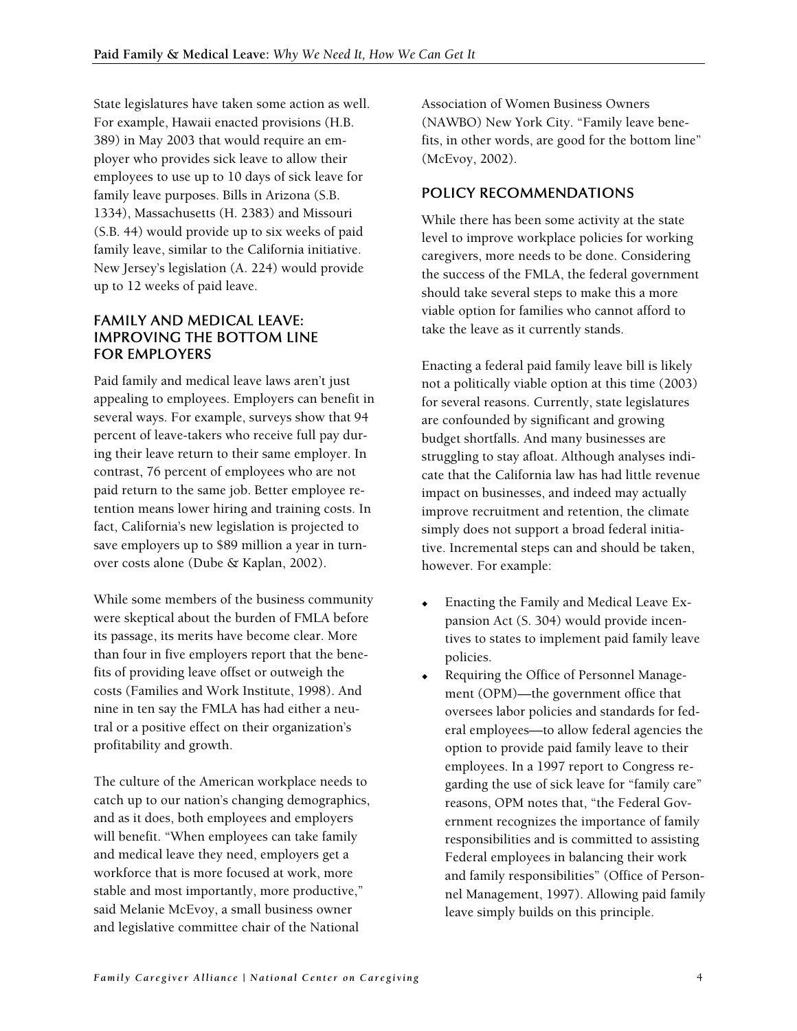State legislatures have taken some action as well. For example, Hawaii enacted provisions (H.B. 389) in May 2003 that would require an employer who provides sick leave to allow their employees to use up to 10 days of sick leave for family leave purposes. Bills in Arizona (S.B. 1334), Massachusetts (H. 2383) and Missouri (S.B. 44) would provide up to six weeks of paid family leave, similar to the California initiative. New Jersey's legislation (A. 224) would provide up to 12 weeks of paid leave.

## FAMILY AND MEDICAL LEAVE: IMPROVING THE BOTTOM LINE FOR EMPLOYERS

Paid family and medical leave laws aren't just appealing to employees. Employers can benefit in several ways. For example, surveys show that 94 percent of leave-takers who receive full pay during their leave return to their same employer. In contrast, 76 percent of employees who are not paid return to the same job. Better employee retention means lower hiring and training costs. In fact, California's new legislation is projected to save employers up to $89 million a year in turnover costs alone (Dube & Kaplan, 2002).

While some members of the business community were skeptical about the burden of FMLA before its passage, its merits have become clear. More than four in five employers report that the benefits of providing leave offset or outweigh the costs (Families and Work Institute, 1998). And nine in ten say the FMLA has had either a neutral or a positive effect on their organization's profitability and growth.

The culture of the American workplace needs to catch up to our nation's changing demographics, and as it does, both employees and employers will benefit. "When employees can take family and medical leave they need, employers get a workforce that is more focused at work, more stable and most importantly, more productive," said Melanie McEvoy, a small business owner and legislative committee chair of the National Association of Women Business Owners (NAWBO) New York City. "Family leave benefits, in other words, are good for the bottom line" (McEvoy, 2002).

## POLICY RECOMMENDATIONS

While there has been some activity at the state level to improve workplace policies for working caregivers, more needs to be done. Considering the success of the FMLA, the federal government should take several steps to make this a more viable option for families who cannot afford to take the leave as it currently stands.

Enacting a federal paid family leave bill is likely not a politically viable option at this time (2003) for several reasons. Currently, state legislatures are confounded by significant and growing budget shortfalls. And many businesses are struggling to stay afloat. Although analyses indicate that the California law has had little revenue impact on businesses, and indeed may actually improve recruitment and retention, the climate simply does not support a broad federal initiative. Incremental steps can and should be taken, however. For example:

- Enacting the Family and Medical Leave Expansion Act (S. 304) would provide incentives to states to implement paid family leave policies.
- Requiring the Office of Personnel Management (OPM)—the government office that oversees labor policies and standards for federal employees—to allow federal agencies the option to provide paid family leave to their employees. In a 1997 report to Congress regarding the use of sick leave for "family care" reasons, OPM notes that, "the Federal Government recognizes the importance of family responsibilities and is committed to assisting Federal employees in balancing their work and family responsibilities" (Office of Personnel Management, 1997). Allowing paid family leave simply builds on this principle.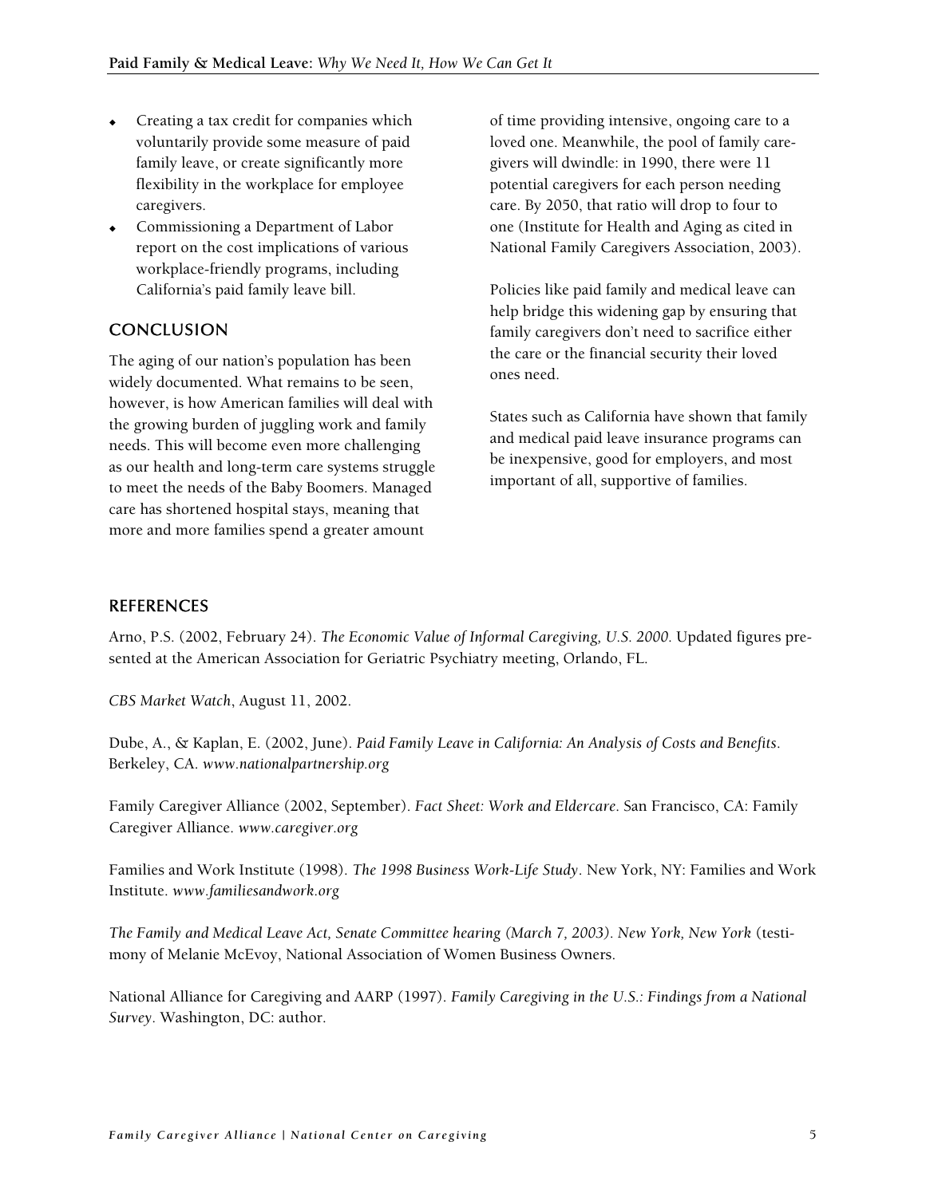- Creating a tax credit for companies which voluntarily provide some measure of paid family leave, or create significantly more flexibility in the workplace for employee caregivers.
- Commissioning a Department of Labor report on the cost implications of various workplace-friendly programs, including California's paid family leave bill.

## CONCLUSION

The aging of our nation's population has been widely documented. What remains to be seen, however, is how American families will deal with the growing burden of juggling work and family needs. This will become even more challenging as our health and long-term care systems struggle to meet the needs of the Baby Boomers. Managed care has shortened hospital stays, meaning that more and more families spend a greater amount of time providing intensive, ongoing care to a loved one. Meanwhile, the pool of family caregivers will dwindle: in 1990, there were 11 potential caregivers for each person needing care. By 2050, that ratio will drop to four to one (Institute for Health and Aging as cited in National Family Caregivers Association, 2003).

Policies like paid family and medical leave can help bridge this widening gap by ensuring that family caregivers don't need to sacrifice either the care or the financial security their loved ones need.

States such as California have shown that family and medical paid leave insurance programs can be inexpensive, good for employers, and most important of all, supportive of families.

## REFERENCES

Arno, P.S. (2002, February 24). *The Economic Value of Informal Caregiving, U.S. 2000*. Updated figures presented at the American Association for Geriatric Psychiatry meeting, Orlando, FL.

*CBS Market Watch*, August 11, 2002.

Dube, A., & Kaplan, E. (2002, June). *Paid Family Leave in California: An Analysis of Costs and Benefits*. Berkeley, CA. *www.nationalpartnership.org*

Family Caregiver Alliance (2002, September). *Fact Sheet: Work and Eldercare*. San Francisco, CA: Family Caregiver Alliance. *www.caregiver.org*

Families and Work Institute (1998). *The 1998 Business Work-Life Study*. New York, NY: Families and Work Institute. *www.familiesandwork.org*

*The Family and Medical Leave Act, Senate Committee hearing (March 7, 2003). New York, New York* (testimony of Melanie McEvoy, National Association of Women Business Owners.

National Alliance for Caregiving and AARP (1997). *Family Caregiving in the U.S.: Findings from a National Survey*. Washington, DC: author.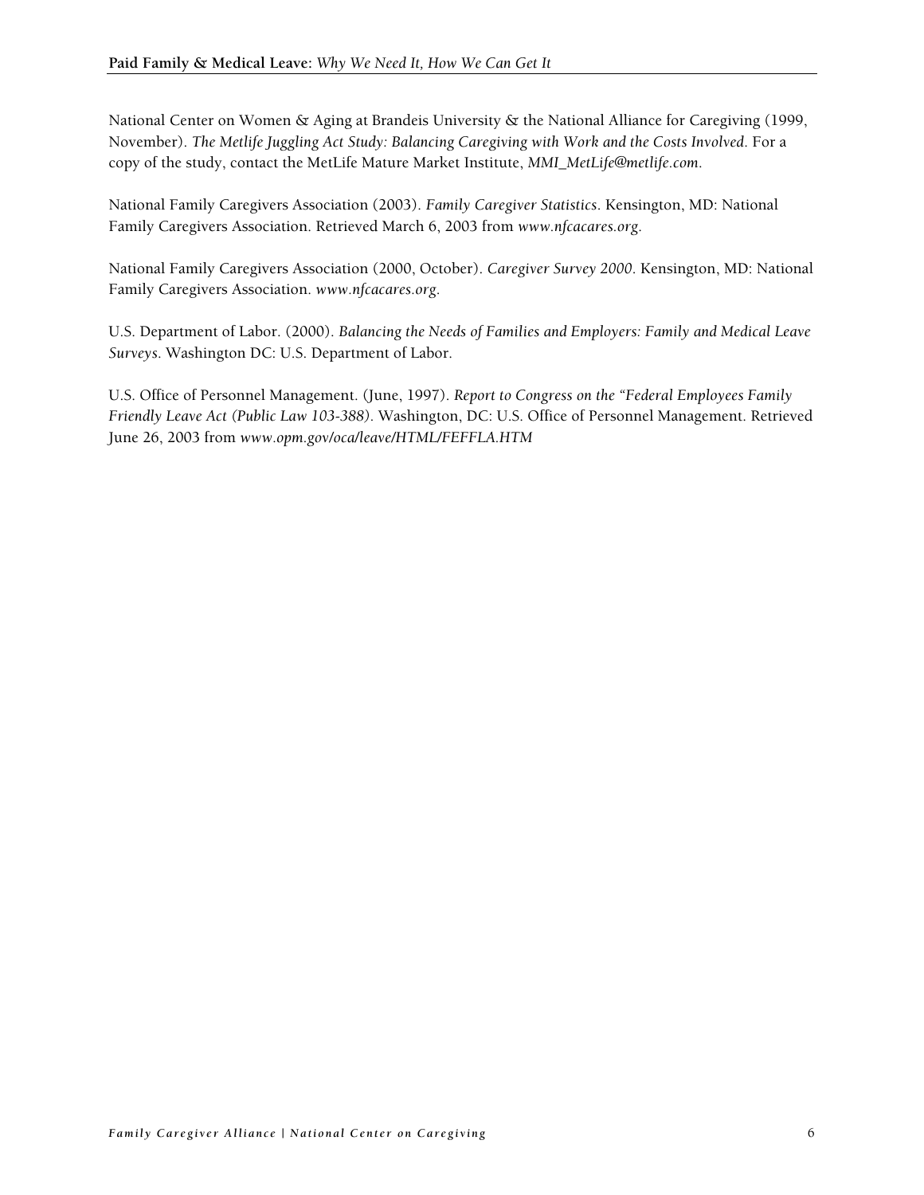National Center on Women & Aging at Brandeis University & the National Alliance for Caregiving (1999, November). *The Metlife Juggling Act Study: Balancing Caregiving with Work and the Costs Involved*. For a copy of the study, contact the MetLife Mature Market Institute, *MMI_MetLife@metlife.com*.

National Family Caregivers Association (2003). *Family Caregiver Statistics*. Kensington, MD: National Family Caregivers Association. Retrieved March 6, 2003 from *www.nfcacares.org*.

National Family Caregivers Association (2000, October). *Caregiver Survey 2000*. Kensington, MD: National Family Caregivers Association. *www.nfcacares.org*.

U.S. Department of Labor. (2000). *Balancing the Needs of Families and Employers: Family and Medical Leave Surveys*. Washington DC: U.S. Department of Labor.

U.S. Office of Personnel Management. (June, 1997). *Report to Congress on the "Federal Employees Family Friendly Leave Act (Public Law 103-388)*. Washington, DC: U.S. Office of Personnel Management. Retrieved June 26, 2003 from *www.opm.gov/oca/leave/HTML/FEFFLA.HTM*